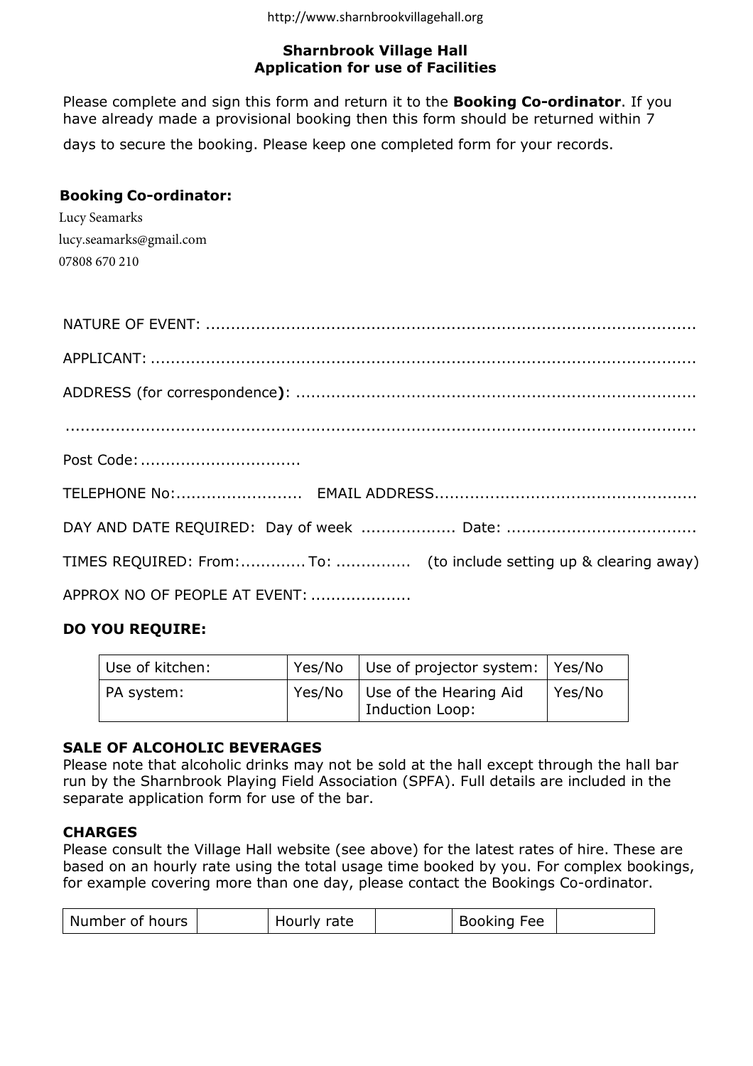http://www.sharnbrookvillagehall.org

# Sharnbrook Village Hall
## Application for use of Facilities

Please complete and sign this form and return it to the **Booking Co-ordinator**. If you have already made a provisional booking then this form should be returned within 7 days to secure the booking. Please keep one completed form for your records.

**Booking Co-ordinator:**

Lucy Seamarks
lucy.seamarks@gmail.com
07808 670 210

NATURE OF EVENT: ..................................................................................................

APPLICANT: ..................................................................................................

ADDRESS (for correspondence): ..................................................................................................

..................................................................................................

Post Code: ................................

TELEPHONE No:......................... EMAIL ADDRESS...................................................

DAY AND DATE REQUIRED: Day of week .................. Date: .....................................

TIMES REQUIRED: From:............. To: ............... (to include setting up & clearing away)

APPROX NO OF PEOPLE AT EVENT: ....................

**DO YOU REQUIRE:**

| Use of kitchen: | Yes/No | Use of projector system: | Yes/No |
|---|---|---|---|
| PA system: | Yes/No | Use of the Hearing Aid Induction Loop: | Yes/No |

**SALE OF ALCOHOLIC BEVERAGES**

Please note that alcoholic drinks may not be sold at the hall except through the hall bar run by the Sharnbrook Playing Field Association (SPFA). Full details are included in the separate application form for use of the bar.

**CHARGES**

Please consult the Village Hall website (see above) for the latest rates of hire. These are based on an hourly rate using the total usage time booked by you. For complex bookings, for example covering more than one day, please contact the Bookings Co-ordinator.

| Number of hours | | Hourly rate | | Booking Fee | |
|---|---|---|---|---|---|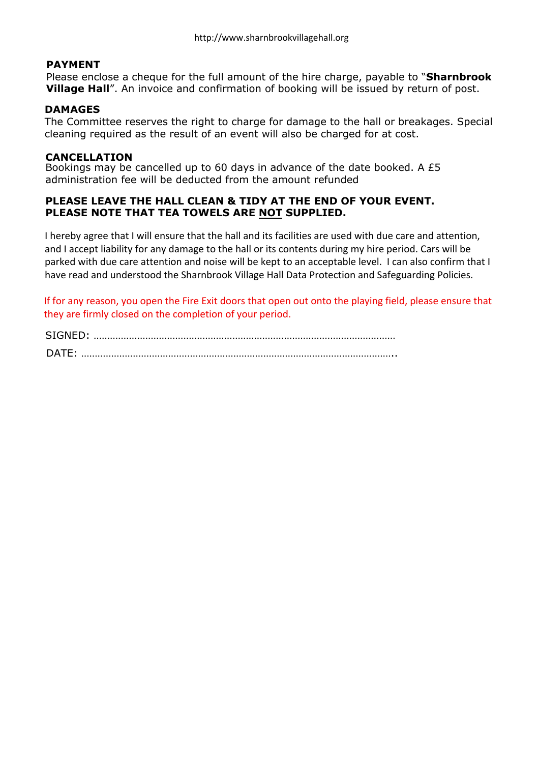http://www.sharnbrookvillagehall.org

**PAYMENT**

Please enclose a cheque for the full amount of the hire charge, payable to "**Sharnbrook Village Hall**". An invoice and confirmation of booking will be issued by return of post.

**DAMAGES**

The Committee reserves the right to charge for damage to the hall or breakages. Special cleaning required as the result of an event will also be charged for at cost.

**CANCELLATION**

Bookings may be cancelled up to 60 days in advance of the date booked. A £5 administration fee will be deducted from the amount refunded

**PLEASE LEAVE THE HALL CLEAN & TIDY AT THE END OF YOUR EVENT.**
**PLEASE NOTE THAT TEA TOWELS ARE <u>NOT</u> SUPPLIED.**

I hereby agree that I will ensure that the hall and its facilities are used with due care and attention, and I accept liability for any damage to the hall or its contents during my hire period. Cars will be parked with due care attention and noise will be kept to an acceptable level. I can also confirm that I have read and understood the Sharnbrook Village Hall Data Protection and Safeguarding Policies.

If for any reason, you open the Fire Exit doors that open out onto the playing field, please ensure that they are firmly closed on the completion of your period.

SIGNED: ………………………………………………………………………………………………

DATE: ………………………………………………………………………………………………..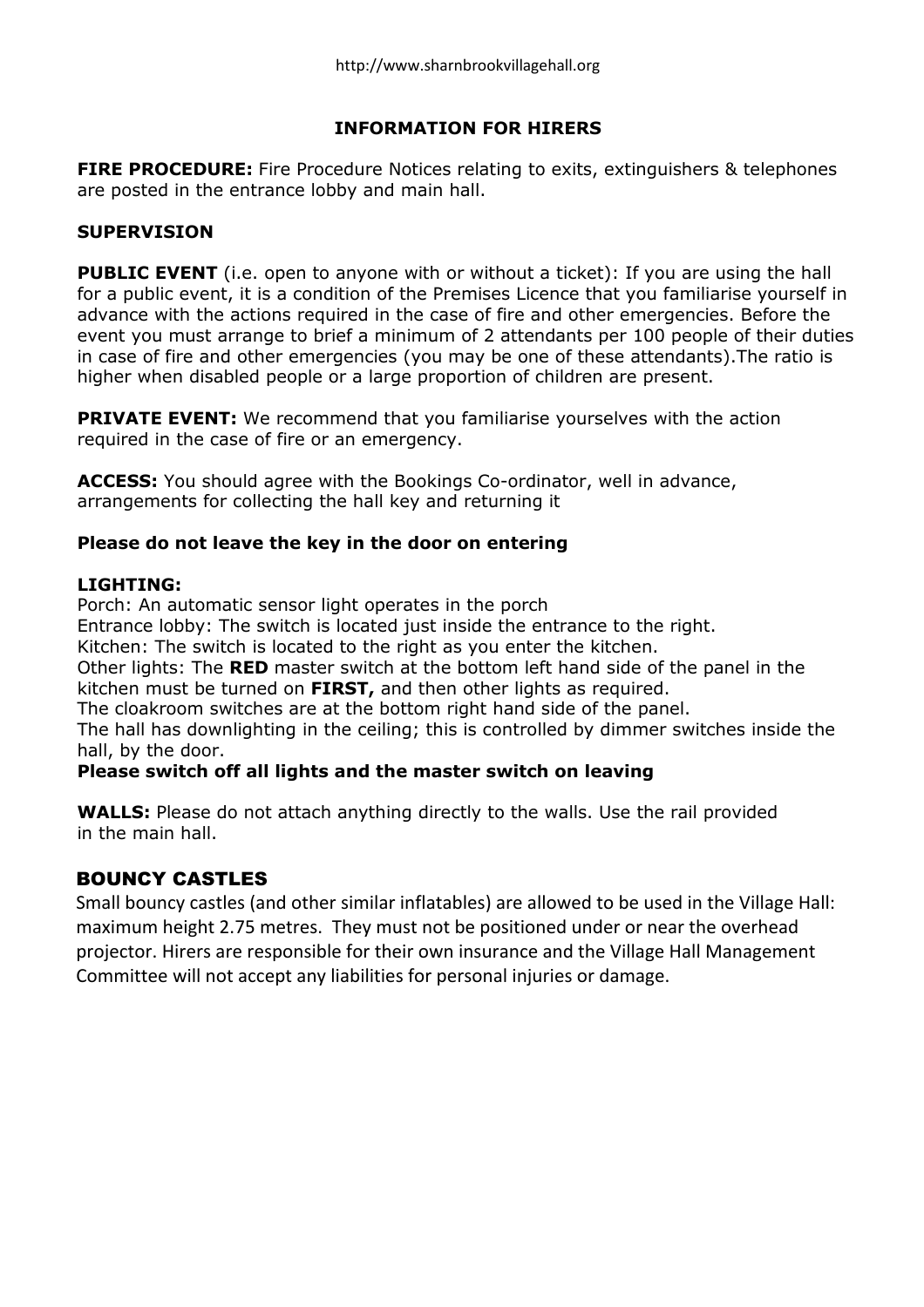## INFORMATION FOR HIRERS

**FIRE PROCEDURE:** Fire Procedure Notices relating to exits, extinguishers & telephones are posted in the entrance lobby and main hall.

**SUPERVISION**

**PUBLIC EVENT** (i.e. open to anyone with or without a ticket): If you are using the hall for a public event, it is a condition of the Premises Licence that you familiarise yourself in advance with the actions required in the case of fire and other emergencies. Before the event you must arrange to brief a minimum of 2 attendants per 100 people of their duties in case of fire and other emergencies (you may be one of these attendants).The ratio is higher when disabled people or a large proportion of children are present.

**PRIVATE EVENT:** We recommend that you familiarise yourselves with the action required in the case of fire or an emergency.

**ACCESS:** You should agree with the Bookings Co-ordinator, well in advance, arrangements for collecting the hall key and returning it

**Please do not leave the key in the door on entering**

**LIGHTING:**

Porch: An automatic sensor light operates in the porch
Entrance lobby: The switch is located just inside the entrance to the right.
Kitchen: The switch is located to the right as you enter the kitchen.
Other lights: The **RED** master switch at the bottom left hand side of the panel in the kitchen must be turned on **FIRST,** and then other lights as required.
The cloakroom switches are at the bottom right hand side of the panel.
The hall has downlighting in the ceiling; this is controlled by dimmer switches inside the hall, by the door.

**Please switch off all lights and the master switch on leaving**

**WALLS:** Please do not attach anything directly to the walls. Use the rail provided in the main hall.

## BOUNCY CASTLES

Small bouncy castles (and other similar inflatables) are allowed to be used in the Village Hall: maximum height 2.75 metres. They must not be positioned under or near the overhead projector. Hirers are responsible for their own insurance and the Village Hall Management Committee will not accept any liabilities for personal injuries or damage.